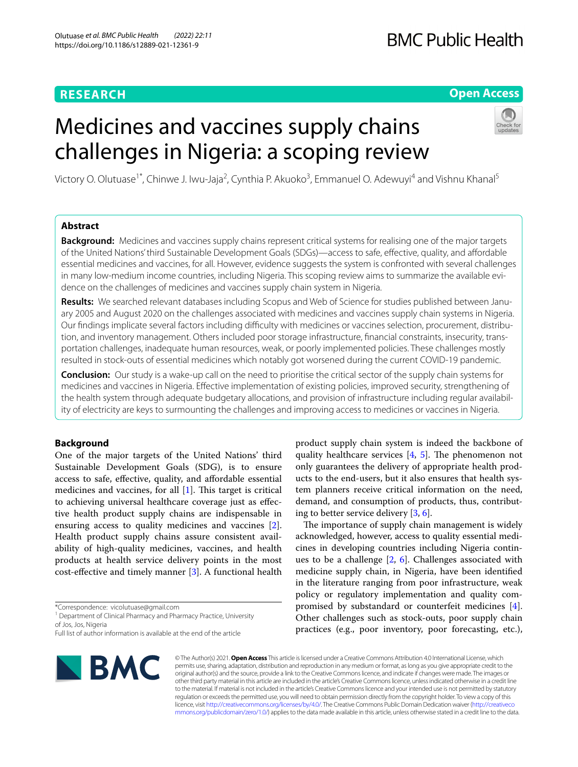**RESEARCH** | **Open Access**

# Medicines and vaccines supply chains challenges in Nigeria: a scoping review

Victory O. Olutuase[1*], Chinwe J. Iwu-Jaja[2], Cynthia P. Akuoko[3], Emmanuel O. Adewuyi[4] and Vishnu Khanal[5]

## Abstract

**Background:** Medicines and vaccines supply chains represent critical systems for realising one of the major targets of the United Nations' third Sustainable Development Goals (SDGs)—access to safe, effective, quality, and affordable essential medicines and vaccines, for all. However, evidence suggests the system is confronted with several challenges in many low-medium income countries, including Nigeria. This scoping review aims to summarize the available evidence on the challenges of medicines and vaccines supply chain system in Nigeria.

**Results:** We searched relevant databases including Scopus and Web of Science for studies published between January 2005 and August 2020 on the challenges associated with medicines and vaccines supply chain systems in Nigeria. Our findings implicate several factors including difficulty with medicines or vaccines selection, procurement, distribution, and inventory management. Others included poor storage infrastructure, financial constraints, insecurity, transportation challenges, inadequate human resources, weak, or poorly implemented policies. These challenges mostly resulted in stock-outs of essential medicines which notably got worsened during the current COVID-19 pandemic.

**Conclusion:** Our study is a wake-up call on the need to prioritise the critical sector of the supply chain systems for medicines and vaccines in Nigeria. Effective implementation of existing policies, improved security, strengthening of the health system through adequate budgetary allocations, and provision of infrastructure including regular availability of electricity are keys to surmounting the challenges and improving access to medicines or vaccines in Nigeria.

## Background

One of the major targets of the United Nations' third Sustainable Development Goals (SDG), is to ensure access to safe, effective, quality, and affordable essential medicines and vaccines, for all [1]. This target is critical to achieving universal healthcare coverage just as effective health product supply chains are indispensable in ensuring access to quality medicines and vaccines [2]. Health product supply chains assure consistent availability of high-quality medicines, vaccines, and health products at health service delivery points in the most cost-effective and timely manner [3]. A functional health product supply chain system is indeed the backbone of quality healthcare services [4, 5]. The phenomenon not only guarantees the delivery of appropriate health products to the end-users, but it also ensures that health system planners receive critical information on the need, demand, and consumption of products, thus, contributing to better service delivery [3, 6].

The importance of supply chain management is widely acknowledged, however, access to quality essential medicines in developing countries including Nigeria continues to be a challenge [2, 6]. Challenges associated with medicine supply chain, in Nigeria, have been identified in the literature ranging from poor infrastructure, weak policy or regulatory implementation and quality compromised by substandard or counterfeit medicines [4]. Other challenges such as stock-outs, poor supply chain practices (e.g., poor inventory, poor forecasting, etc.),

*Correspondence: vicolutuase@gmail.com
[1] Department of Clinical Pharmacy and Pharmacy Practice, University of Jos, Jos, Nigeria
Full list of author information is available at the end of the article

© The Author(s) 2021. **Open Access** This article is licensed under a Creative Commons Attribution 4.0 International License, which permits use, sharing, adaptation, distribution and reproduction in any medium or format, as long as you give appropriate credit to the original author(s) and the source, provide a link to the Creative Commons licence, and indicate if changes were made. The images or other third party material in this article are included in the article's Creative Commons licence, unless indicated otherwise in a credit line to the material. If material is not included in the article's Creative Commons licence and your intended use is not permitted by statutory regulation or exceeds the permitted use, you will need to obtain permission directly from the copyright holder. To view a copy of this licence, visit http://creativecommons.org/licenses/by/4.0/. The Creative Commons Public Domain Dedication waiver (http://creativecommons.org/publicdomain/zero/1.0/) applies to the data made available in this article, unless otherwise stated in a credit line to the data.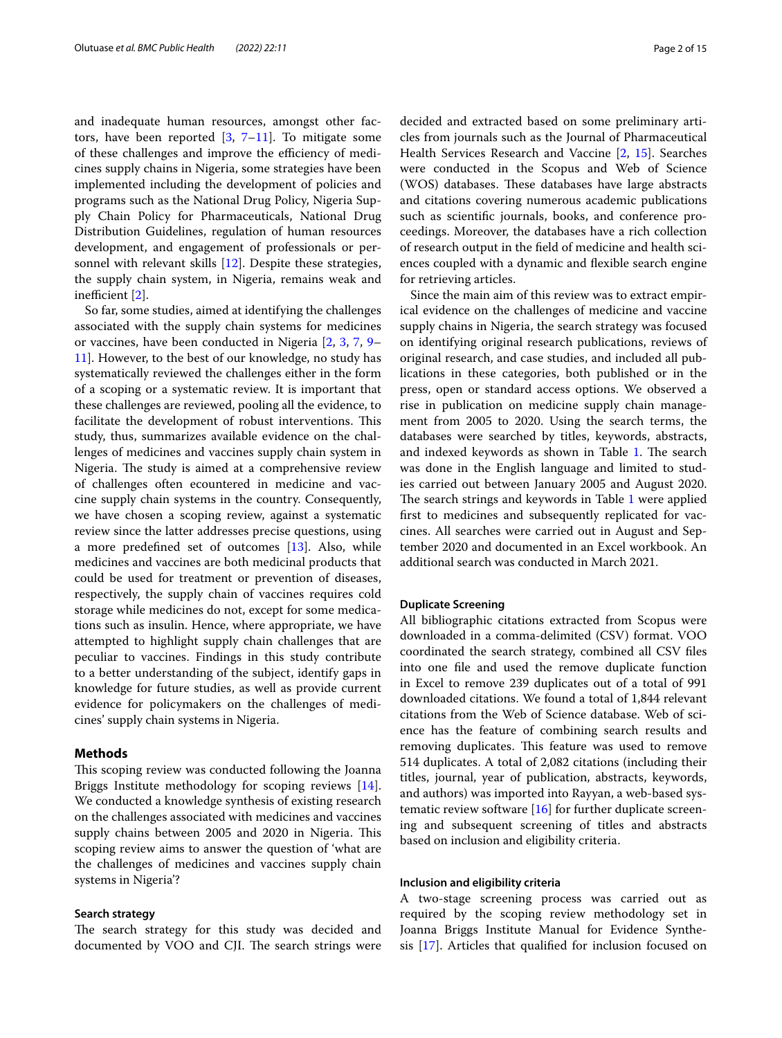and inadequate human resources, amongst other factors, have been reported [3, 7–11]. To mitigate some of these challenges and improve the efficiency of medicines supply chains in Nigeria, some strategies have been implemented including the development of policies and programs such as the National Drug Policy, Nigeria Supply Chain Policy for Pharmaceuticals, National Drug Distribution Guidelines, regulation of human resources development, and engagement of professionals or personnel with relevant skills [12]. Despite these strategies, the supply chain system, in Nigeria, remains weak and inefficient [2].

So far, some studies, aimed at identifying the challenges associated with the supply chain systems for medicines or vaccines, have been conducted in Nigeria [2, 3, 7, 9–11]. However, to the best of our knowledge, no study has systematically reviewed the challenges either in the form of a scoping or a systematic review. It is important that these challenges are reviewed, pooling all the evidence, to facilitate the development of robust interventions. This study, thus, summarizes available evidence on the challenges of medicines and vaccines supply chain system in Nigeria. The study is aimed at a comprehensive review of challenges often ecountered in medicine and vaccine supply chain systems in the country. Consequently, we have chosen a scoping review, against a systematic review since the latter addresses precise questions, using a more predefined set of outcomes [13]. Also, while medicines and vaccines are both medicinal products that could be used for treatment or prevention of diseases, respectively, the supply chain of vaccines requires cold storage while medicines do not, except for some medications such as insulin. Hence, where appropriate, we have attempted to highlight supply chain challenges that are peculiar to vaccines. Findings in this study contribute to a better understanding of the subject, identify gaps in knowledge for future studies, as well as provide current evidence for policymakers on the challenges of medicines' supply chain systems in Nigeria.

## Methods

This scoping review was conducted following the Joanna Briggs Institute methodology for scoping reviews [14]. We conducted a knowledge synthesis of existing research on the challenges associated with medicines and vaccines supply chains between 2005 and 2020 in Nigeria. This scoping review aims to answer the question of 'what are the challenges of medicines and vaccines supply chain systems in Nigeria'?

### Search strategy

The search strategy for this study was decided and documented by VOO and CJI. The search strings were decided and extracted based on some preliminary articles from journals such as the Journal of Pharmaceutical Health Services Research and Vaccine [2, 15]. Searches were conducted in the Scopus and Web of Science (WOS) databases. These databases have large abstracts and citations covering numerous academic publications such as scientific journals, books, and conference proceedings. Moreover, the databases have a rich collection of research output in the field of medicine and health sciences coupled with a dynamic and flexible search engine for retrieving articles.

Since the main aim of this review was to extract empirical evidence on the challenges of medicine and vaccine supply chains in Nigeria, the search strategy was focused on identifying original research publications, reviews of original research, and case studies, and included all publications in these categories, both published or in the press, open or standard access options. We observed a rise in publication on medicine supply chain management from 2005 to 2020. Using the search terms, the databases were searched by titles, keywords, abstracts, and indexed keywords as shown in Table 1. The search was done in the English language and limited to studies carried out between January 2005 and August 2020. The search strings and keywords in Table 1 were applied first to medicines and subsequently replicated for vaccines. All searches were carried out in August and September 2020 and documented in an Excel workbook. An additional search was conducted in March 2021.

### Duplicate Screening

All bibliographic citations extracted from Scopus were downloaded in a comma-delimited (CSV) format. VOO coordinated the search strategy, combined all CSV files into one file and used the remove duplicate function in Excel to remove 239 duplicates out of a total of 991 downloaded citations. We found a total of 1,844 relevant citations from the Web of Science database. Web of science has the feature of combining search results and removing duplicates. This feature was used to remove 514 duplicates. A total of 2,082 citations (including their titles, journal, year of publication, abstracts, keywords, and authors) was imported into Rayyan, a web-based systematic review software [16] for further duplicate screening and subsequent screening of titles and abstracts based on inclusion and eligibility criteria.

### Inclusion and eligibility criteria

A two-stage screening process was carried out as required by the scoping review methodology set in Joanna Briggs Institute Manual for Evidence Synthesis [17]. Articles that qualified for inclusion focused on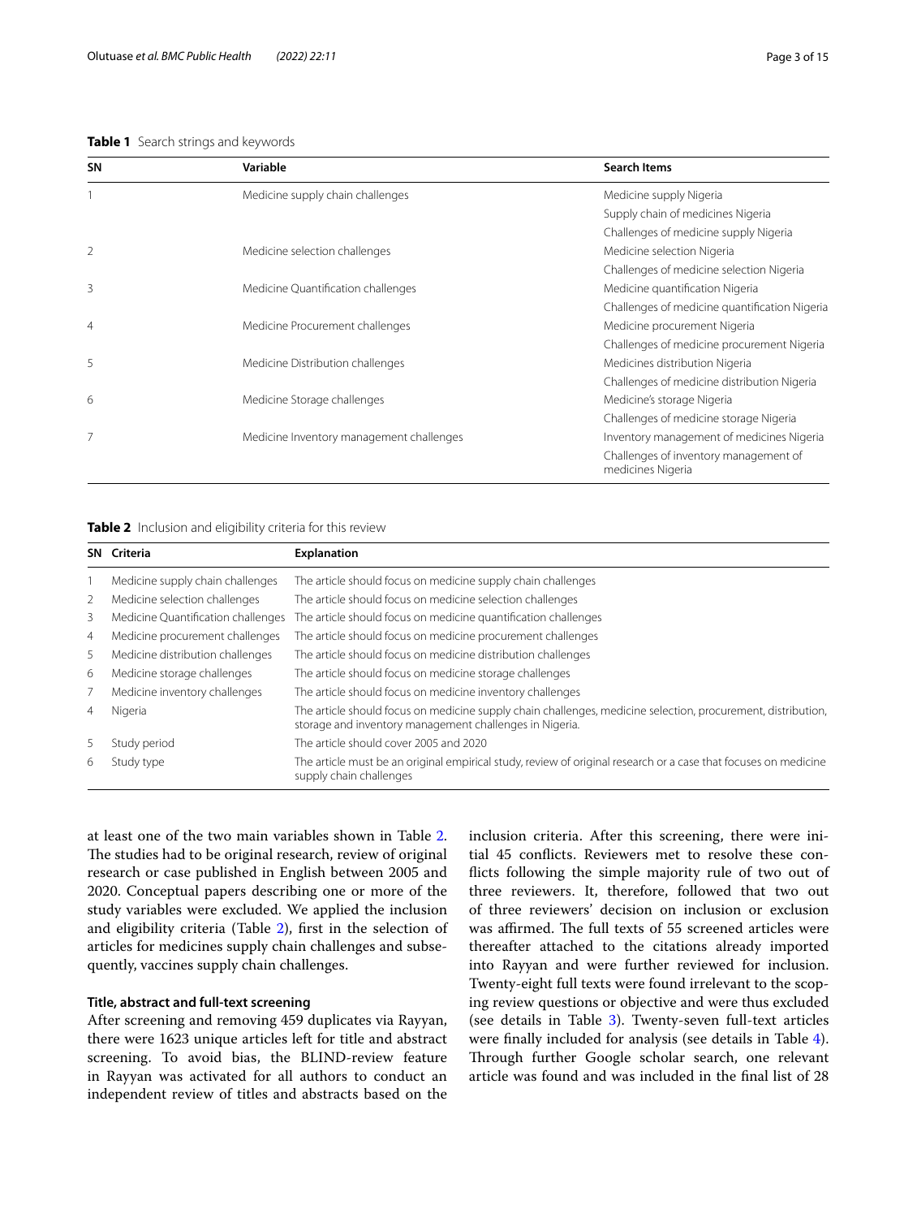**Table 1** Search strings and keywords

| SN | Variable | Search Items |
|---|---|---|
| 1 | Medicine supply chain challenges | Medicine supply Nigeria |
| | | Supply chain of medicines Nigeria |
| | | Challenges of medicine supply Nigeria |
| 2 | Medicine selection challenges | Medicine selection Nigeria |
| | | Challenges of medicine selection Nigeria |
| 3 | Medicine Quantification challenges | Medicine quantification Nigeria |
| | | Challenges of medicine quantification Nigeria |
| 4 | Medicine Procurement challenges | Medicine procurement Nigeria |
| | | Challenges of medicine procurement Nigeria |
| 5 | Medicine Distribution challenges | Medicines distribution Nigeria |
| | | Challenges of medicine distribution Nigeria |
| 6 | Medicine Storage challenges | Medicine's storage Nigeria |
| | | Challenges of medicine storage Nigeria |
| 7 | Medicine Inventory management challenges | Inventory management of medicines Nigeria |
| | | Challenges of inventory management of medicines Nigeria |

**Table 2** Inclusion and eligibility criteria for this review

| SN | Criteria | Explanation |
|---|---|---|
| 1 | Medicine supply chain challenges | The article should focus on medicine supply chain challenges |
| 2 | Medicine selection challenges | The article should focus on medicine selection challenges |
| 3 | Medicine Quantification challenges | The article should focus on medicine quantification challenges |
| 4 | Medicine procurement challenges | The article should focus on medicine procurement challenges |
| 5 | Medicine distribution challenges | The article should focus on medicine distribution challenges |
| 6 | Medicine storage challenges | The article should focus on medicine storage challenges |
| 7 | Medicine inventory challenges | The article should focus on medicine inventory challenges |
| 4 | Nigeria | The article should focus on medicine supply chain challenges, medicine selection, procurement, distribution, storage and inventory management challenges in Nigeria. |
| 5 | Study period | The article should cover 2005 and 2020 |
| 6 | Study type | The article must be an original empirical study, review of original research or a case that focuses on medicine supply chain challenges |

at least one of the two main variables shown in Table 2. The studies had to be original research, review of original research or case published in English between 2005 and 2020. Conceptual papers describing one or more of the study variables were excluded. We applied the inclusion and eligibility criteria (Table 2), first in the selection of articles for medicines supply chain challenges and subsequently, vaccines supply chain challenges.

### Title, abstract and full-text screening

After screening and removing 459 duplicates via Rayyan, there were 1623 unique articles left for title and abstract screening. To avoid bias, the BLIND-review feature in Rayyan was activated for all authors to conduct an independent review of titles and abstracts based on the inclusion criteria. After this screening, there were initial 45 conflicts. Reviewers met to resolve these conflicts following the simple majority rule of two out of three reviewers. It, therefore, followed that two out of three reviewers' decision on inclusion or exclusion was affirmed. The full texts of 55 screened articles were thereafter attached to the citations already imported into Rayyan and were further reviewed for inclusion. Twenty-eight full texts were found irrelevant to the scoping review questions or objective and were thus excluded (see details in Table 3). Twenty-seven full-text articles were finally included for analysis (see details in Table 4). Through further Google scholar search, one relevant article was found and was included in the final list of 28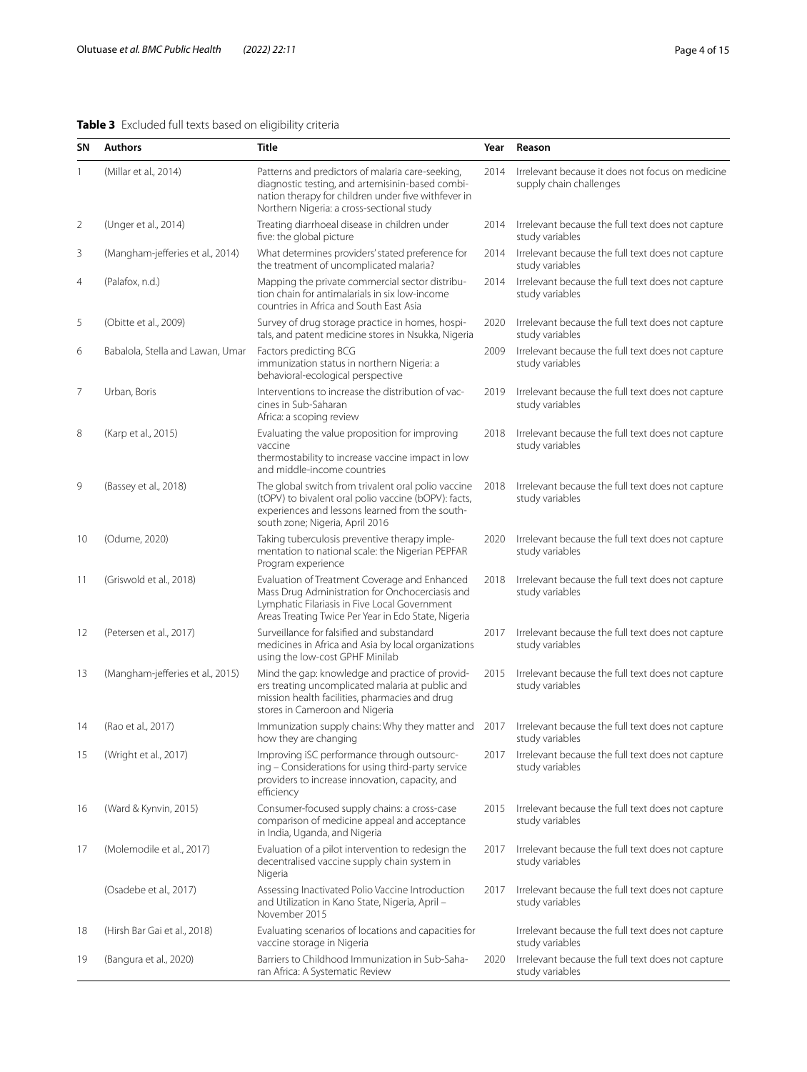**Table 3** Excluded full texts based on eligibility criteria

| SN | Authors | Title | Year | Reason |
|---|---|---|---|---|
| 1 | (Millar et al., 2014) | Patterns and predictors of malaria care-seeking, diagnostic testing, and artemisinin-based combination therapy for children under five withfever in Northern Nigeria: a cross-sectional study | 2014 | Irrelevant because it does not focus on medicine supply chain challenges |
| 2 | (Unger et al., 2014) | Treating diarrhoeal disease in children under five: the global picture | 2014 | Irrelevant because the full text does not capture study variables |
| 3 | (Mangham-jefferies et al., 2014) | What determines providers' stated preference for the treatment of uncomplicated malaria? | 2014 | Irrelevant because the full text does not capture study variables |
| 4 | (Palafox, n.d.) | Mapping the private commercial sector distribution chain for antimalarials in six low-income countries in Africa and South East Asia | 2014 | Irrelevant because the full text does not capture study variables |
| 5 | (Obitte et al., 2009) | Survey of drug storage practice in homes, hospitals, and patent medicine stores in Nsukka, Nigeria | 2020 | Irrelevant because the full text does not capture study variables |
| 6 | Babalola, Stella and Lawan, Umar | Factors predicting BCG immunization status in northern Nigeria: a behavioral-ecological perspective | 2009 | Irrelevant because the full text does not capture study variables |
| 7 | Urban, Boris | Interventions to increase the distribution of vaccines in Sub-Saharan Africa: a scoping review | 2019 | Irrelevant because the full text does not capture study variables |
| 8 | (Karp et al., 2015) | Evaluating the value proposition for improving vaccine thermostability to increase vaccine impact in low and middle-income countries | 2018 | Irrelevant because the full text does not capture study variables |
| 9 | (Bassey et al., 2018) | The global switch from trivalent oral polio vaccine (tOPV) to bivalent oral polio vaccine (bOPV): facts, experiences and lessons learned from the south-south zone; Nigeria, April 2016 | 2018 | Irrelevant because the full text does not capture study variables |
| 10 | (Odume, 2020) | Taking tuberculosis preventive therapy implementation to national scale: the Nigerian PEPFAR Program experience | 2020 | Irrelevant because the full text does not capture study variables |
| 11 | (Griswold et al., 2018) | Evaluation of Treatment Coverage and Enhanced Mass Drug Administration for Onchocerciasis and Lymphatic Filariasis in Five Local Government Areas Treating Twice Per Year in Edo State, Nigeria | 2018 | Irrelevant because the full text does not capture study variables |
| 12 | (Petersen et al., 2017) | Surveillance for falsified and substandard medicines in Africa and Asia by local organizations using the low-cost GPHF Minilab | 2017 | Irrelevant because the full text does not capture study variables |
| 13 | (Mangham-jefferies et al., 2015) | Mind the gap: knowledge and practice of providers treating uncomplicated malaria at public and mission health facilities, pharmacies and drug stores in Cameroon and Nigeria | 2015 | Irrelevant because the full text does not capture study variables |
| 14 | (Rao et al., 2017) | Immunization supply chains: Why they matter and how they are changing | 2017 | Irrelevant because the full text does not capture study variables |
| 15 | (Wright et al., 2017) | Improving iSC performance through outsourcing – Considerations for using third-party service providers to increase innovation, capacity, and efficiency | 2017 | Irrelevant because the full text does not capture study variables |
| 16 | (Ward & Kynvin, 2015) | Consumer-focused supply chains: a cross-case comparison of medicine appeal and acceptance in India, Uganda, and Nigeria | 2015 | Irrelevant because the full text does not capture study variables |
| 17 | (Molemodile et al., 2017) | Evaluation of a pilot intervention to redesign the decentralised vaccine supply chain system in Nigeria | 2017 | Irrelevant because the full text does not capture study variables |
| | (Osadebe et al., 2017) | Assessing Inactivated Polio Vaccine Introduction and Utilization in Kano State, Nigeria, April – November 2015 | 2017 | Irrelevant because the full text does not capture study variables |
| 18 | (Hirsh Bar Gai et al., 2018) | Evaluating scenarios of locations and capacities for vaccine storage in Nigeria | | Irrelevant because the full text does not capture study variables |
| 19 | (Bangura et al., 2020) | Barriers to Childhood Immunization in Sub-Saharan Africa: A Systematic Review | 2020 | Irrelevant because the full text does not capture study variables |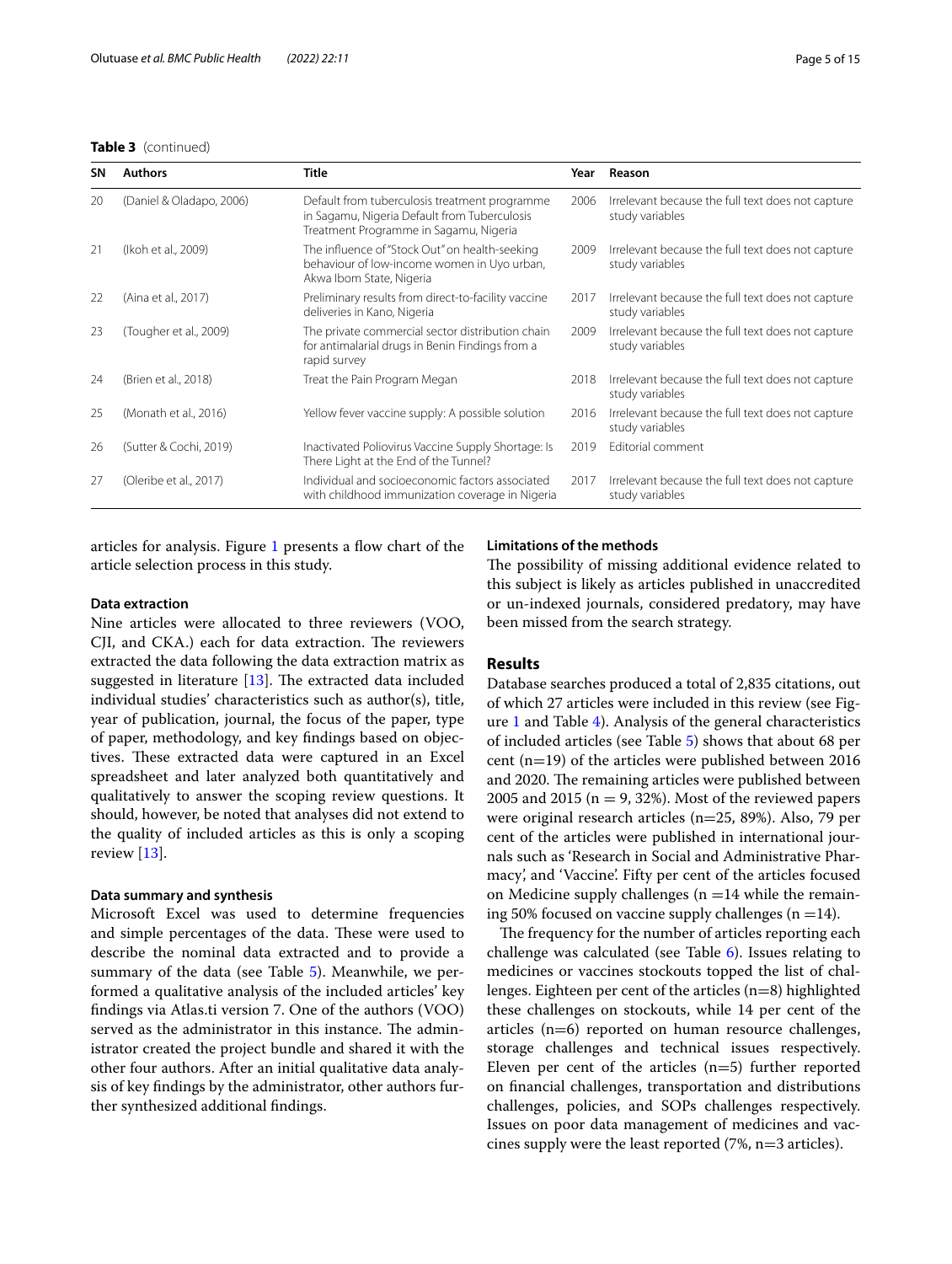**Table 3** (continued)

| SN | Authors | Title | Year | Reason |
|---|---|---|---|---|
| 20 | (Daniel & Oladapo, 2006) | Default from tuberculosis treatment programme in Sagamu, Nigeria Default from Tuberculosis Treatment Programme in Sagamu, Nigeria | 2006 | Irrelevant because the full text does not capture study variables |
| 21 | (Ikoh et al., 2009) | The influence of "Stock Out" on health-seeking behaviour of low-income women in Uyo urban, Akwa Ibom State, Nigeria | 2009 | Irrelevant because the full text does not capture study variables |
| 22 | (Aina et al., 2017) | Preliminary results from direct-to-facility vaccine deliveries in Kano, Nigeria | 2017 | Irrelevant because the full text does not capture study variables |
| 23 | (Tougher et al., 2009) | The private commercial sector distribution chain for antimalarial drugs in Benin Findings from a rapid survey | 2009 | Irrelevant because the full text does not capture study variables |
| 24 | (Brien et al., 2018) | Treat the Pain Program Megan | 2018 | Irrelevant because the full text does not capture study variables |
| 25 | (Monath et al., 2016) | Yellow fever vaccine supply: A possible solution | 2016 | Irrelevant because the full text does not capture study variables |
| 26 | (Sutter & Cochi, 2019) | Inactivated Poliovirus Vaccine Supply Shortage: Is There Light at the End of the Tunnel? | 2019 | Editorial comment |
| 27 | (Oleribe et al., 2017) | Individual and socioeconomic factors associated with childhood immunization coverage in Nigeria | 2017 | Irrelevant because the full text does not capture study variables |

articles for analysis. Figure 1 presents a flow chart of the article selection process in this study.

#### Data extraction

Nine articles were allocated to three reviewers (VOO, CJI, and CKA.) each for data extraction. The reviewers extracted the data following the data extraction matrix as suggested in literature [13]. The extracted data included individual studies' characteristics such as author(s), title, year of publication, journal, the focus of the paper, type of paper, methodology, and key findings based on objectives. These extracted data were captured in an Excel spreadsheet and later analyzed both quantitatively and qualitatively to answer the scoping review questions. It should, however, be noted that analyses did not extend to the quality of included articles as this is only a scoping review [13].

#### Data summary and synthesis

Microsoft Excel was used to determine frequencies and simple percentages of the data. These were used to describe the nominal data extracted and to provide a summary of the data (see Table 5). Meanwhile, we performed a qualitative analysis of the included articles' key findings via Atlas.ti version 7. One of the authors (VOO) served as the administrator in this instance. The administrator created the project bundle and shared it with the other four authors. After an initial qualitative data analysis of key findings by the administrator, other authors further synthesized additional findings.

#### Limitations of the methods

The possibility of missing additional evidence related to this subject is likely as articles published in unaccredited or un-indexed journals, considered predatory, may have been missed from the search strategy.

## Results

Database searches produced a total of 2,835 citations, out of which 27 articles were included in this review (see Figure 1 and Table 4). Analysis of the general characteristics of included articles (see Table 5) shows that about 68 per cent (n=19) of the articles were published between 2016 and 2020. The remaining articles were published between 2005 and 2015 (n = 9, 32%). Most of the reviewed papers were original research articles (n=25, 89%). Also, 79 per cent of the articles were published in international journals such as 'Research in Social and Administrative Pharmacy', and 'Vaccine'. Fifty per cent of the articles focused on Medicine supply challenges (n =14 while the remaining 50% focused on vaccine supply challenges (n =14).

The frequency for the number of articles reporting each challenge was calculated (see Table 6). Issues relating to medicines or vaccines stockouts topped the list of challenges. Eighteen per cent of the articles (n=8) highlighted these challenges on stockouts, while 14 per cent of the articles (n=6) reported on human resource challenges, storage challenges and technical issues respectively. Eleven per cent of the articles (n=5) further reported on financial challenges, transportation and distributions challenges, policies, and SOPs challenges respectively. Issues on poor data management of medicines and vaccines supply were the least reported (7%, n=3 articles).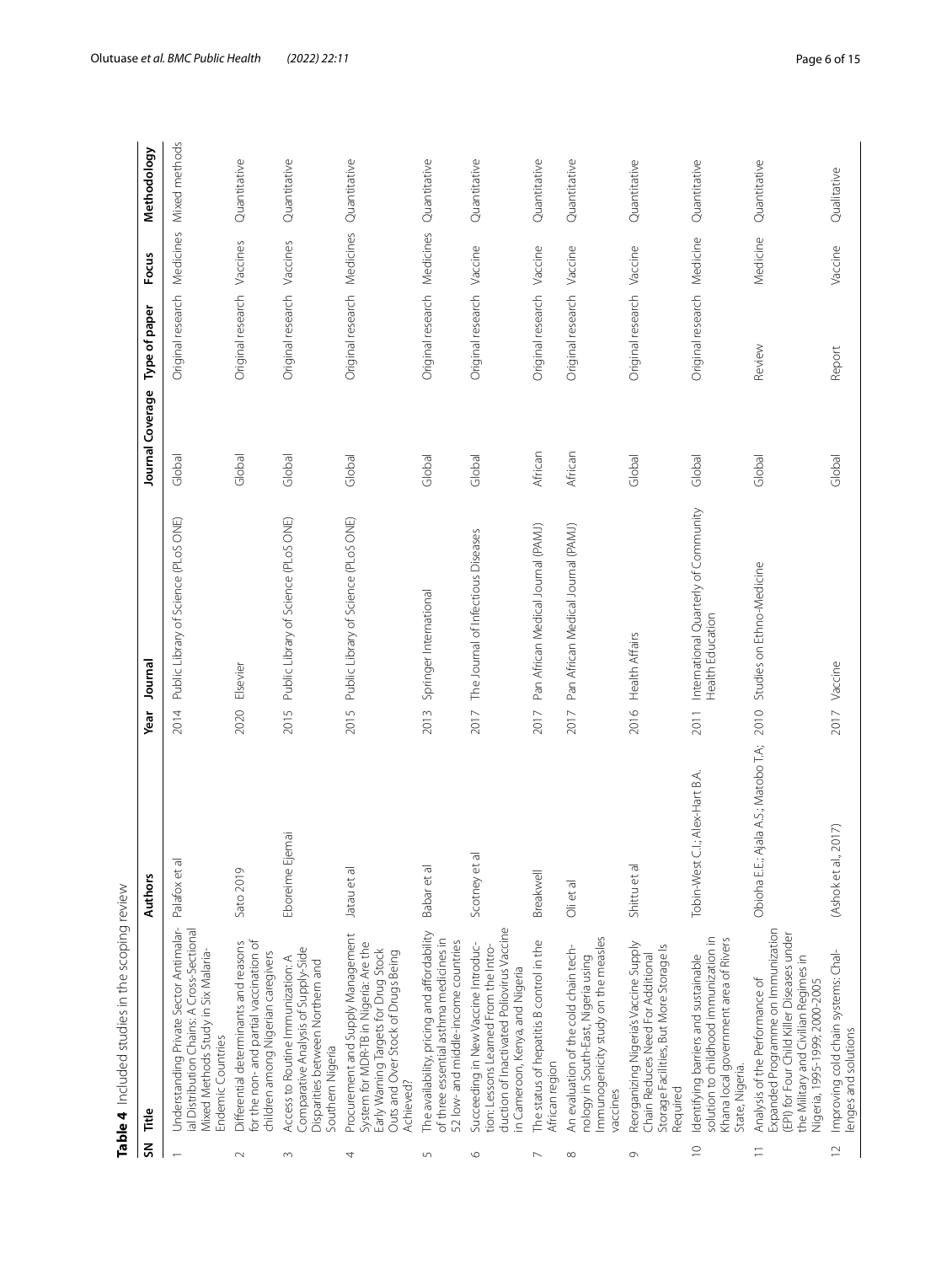**Table 4** Included studies in the scoping review

| SN | Title | Authors | Year | Journal | Journal Coverage | Type of paper | Focus | Methodology |
|---|---|---|---|---|---|---|---|---|
| 1 | Understanding Private Sector Antimalarial Distribution Chains: A Cross-Sectional Mixed Methods Study in Six Malaria-Endemic Countries | Palafox et al | 2014 | Public Library of Science (PLoS ONE) | Global | Original research | Medicines | Mixed methods |
| 2 | Differential determinants and reasons for the non- and partial vaccination of children among Nigerian caregivers | Sato 2019 | 2020 | Elsevier | Global | Original research | Vaccines | Quantitative |
| 3 | Access to Routine Immunization: A Comparative Analysis of Supply-Side Disparities between Northern and Southern Nigeria | Eboreime Ejemai | 2015 | Public Library of Science (PLoS ONE) | Global | Original research | Vaccines | Quantitative |
| 4 | Procurement and Supply Management System for MDR-TB in Nigeria: Are the Early Warning Targets for Drug Stock Outs and Over Stock of Drugs Being Achieved? | Jatau et al | 2015 | Public Library of Science (PLoS ONE) | Global | Original research | Medicines | Quantitative |
| 5 | The availability, pricing and affordability of three essential asthma medicines in 52 low- and middle-income countries | Babar et al | 2013 | Springer International | Global | Original research | Medicines | Quantitative |
| 6 | Succeeding in New Vaccine Introduction: Lessons Learned From the Introduction of Inactivated Poliovirus Vaccine in Cameroon, Kenya, and Nigeria | Scotney et al | 2017 | The Journal of Infectious Diseases | Global | Original research | Vaccine | Quantitative |
| 7 | The status of hepatitis B control in the African region | Breakwell | 2017 | Pan African Medical Journal (PAMJ) | African | Original research | Vaccine | Quantitative |
| 8 | An evaluation of the cold chain technology in South-East, Nigeria using Immunogenicity study on the measles vaccines | Oli et al | 2017 | Pan African Medical Journal (PAMJ) | African | Original research | Vaccine | Quantitative |
| 9 | Reorganizing Nigeria's Vaccine Supply Chain Reduces Need For Additional Storage Facilities, But More Storage Is Required | Shittu et al | 2016 | Health Affairs | Global | Original research | Vaccine | Quantitative |
| 10 | Identifying barriers and sustainable solution to childhood immunization in Khana local government area of Rivers State, Nigeria. | Tobin-West C.I.; Alex-Hart B.A. | 2011 | International Quarterly of Community Health Education | Global | Original research | Medicine | Quantitative |
| 11 | Analysis of the Performance of Expanded Programme on Immunization (EPI) for Four Child Killer Diseases under the Military and Civilian Regimes in Nigeria, 1995-1999; 2000-2005 | Obioha E.E.; Ajala A.S.; Matobo T.A; | 2010 | Studies on Ethno-Medicine | Global | Review | Medicine | Quantitative |
| 12 | Improving cold chain systems: Challenges and solutions | (Ashok et al., 2017) | 2017 | Vaccine | Global | Report | Vaccine | Qualitative |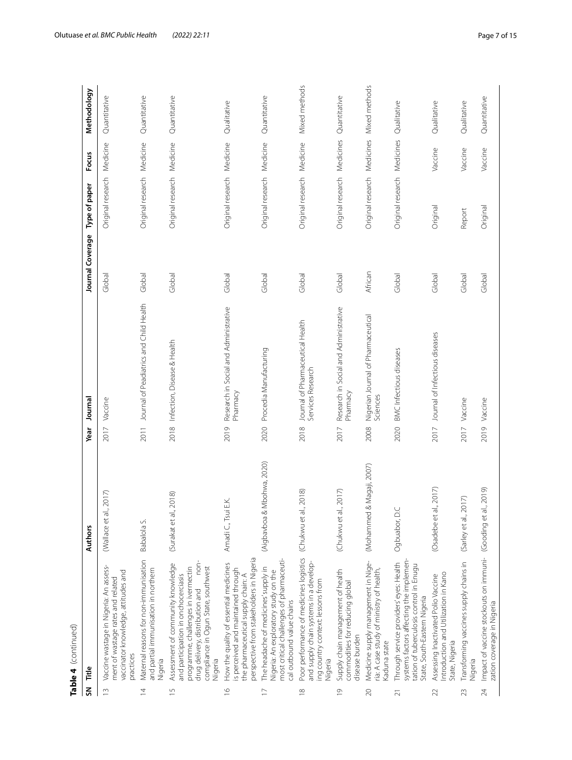**Table 4** (continued)

| SN | Title | Authors | Year | Journal | Journal Coverage | Type of paper | Focus | Methodology |
|---|---|---|---|---|---|---|---|---|
| 13 | Vaccine wastage in Nigeria: An assessment of wastage rates and related vaccinator knowledge, attitudes and practices | (Wallace et al., 2017) | 2017 | Vaccine | Global | Original research | Medicine | Quantitative |
| 14 | Maternal reasons for non-immunisation and partial immunisation in northern Nigeria | Babalola S. | 2011 | Journal of Peadiatrics and Child Health | Global | Original research | Medicine | Quantitative |
| 15 | Assessment of community knowledge and participation in onchocerciasis programme, challenges in ivermectin drug delivery, distribution and non-compliance in Ogun State, southwest Nigeria | (Surakat et al., 2018) | 2018 | Infection, Disease & Health | Global | Original research | Medicine | Quantitative |
| 16 | How the quality of essential medicines is perceived and maintained through the pharmaceutical supply chain: A perspective from stakeholders in Nigeria | Amadi C., Tsui E.K. | 2019 | Research in Social and Administrative Pharmacy | Global | Original research | Medicine | Qualitative |
| 17 | The headache of medicines' supply in Nigeria: An exploratory study on the most critical challenges of pharmaceutical outbound value chains | (Aigbavboa & Mbohwa, 2020) | 2020 | Procedia Manufacturing | Global | Original research | Medicine | Quantitative |
| 18 | Poor performance of medicines logistics and supply chain systems in a developing country context: lessons from Nigeria | (Chukwu et al., 2018) | 2018 | Journal of Pharmaceutical Health Services Research | Global | Original research | Medicine | Mixed methods |
| 19 | Supply chain management of health commodities for reducing global disease burden | (Chukwu et al., 2017) | 2017 | Research in Social and Administrative Pharmacy | Global | Original research | Medicines | Quantitative |
| 20 | Medicine supply management in Nigeria: A case study of ministry of health, Kaduna state | (Mohammed & Magaji, 2007) | 2008 | Nigerian Journal of Pharmaceutical Sciences | African | Original research | Medicines | Mixed methods |
| 21 | Through service providers' eyes: Health systems factors affecting the implementation of tuberculosis control in Enugu State, South-Eastern Nigeria | Ogbuabor, D.C | 2020 | BMC Infectious diseases | Global | Original research | Medicines | Qualitative |
| 22 | Assessing Inactivated Polio Vaccine Introduction and Utilization in Kano State, Nigeria | (Osadebe et al., 2017) | 2017 | Journal of Infectious diseases | Global | Original | Vaccine | Qualitative |
| 23 | Transforming vaccines supply chains in Nigeria | (Sarley et al., 2017) | 2017 | Vaccine | Global | Report | Vaccine | Qualitative |
| 24 | Impact of vaccine stockouts on immunization coverage in Nigeria | (Gooding et al., 2019) | 2019 | Vaccine | Global | Original | Vaccine | Quantitative |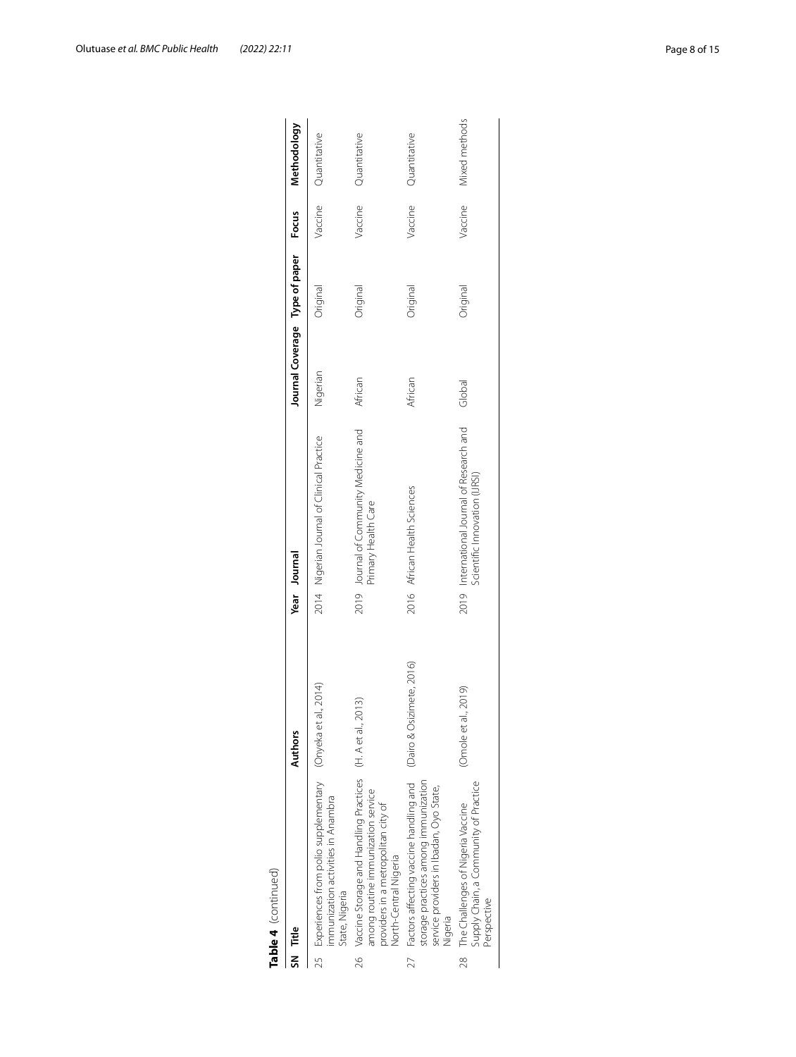**Table 4** (continued)

| SN | Title | Authors | Year | Journal | Journal Coverage | Type of paper | Focus | Methodology |
|---|---|---|---|---|---|---|---|---|
| 25 | Experiences from polio supplementary immunization activities in Anambra State, Nigeria | (Onyeka et al., 2014) | 2014 | Nigerian Journal of Clinical Practice | Nigerian | Original | Vaccine | Quantitative |
| 26 | Vaccine Storage and Handling Practices among routine immunization service providers in a metropolitan city of North-Central Nigeria | (H. A et al., 2013) | 2019 | Journal of Community Medicine and Primary Health Care | African | Original | Vaccine | Quantitative |
| 27 | Factors affecting vaccine handling and storage practices among immunization service providers in Ibadan, Oyo State, Nigeria | (Dairo & Osizimete, 2016) | 2016 | African Health Sciences | African | Original | Vaccine | Quantitative |
| 28 | The Challenges of Nigeria Vaccine Supply Chain, a Community of Practice Perspective | (Omole et al., 2019) | 2019 | International Journal of Research and Scientific Innovation (IJRSI) | Global | Original | Vaccine | Mixed methods |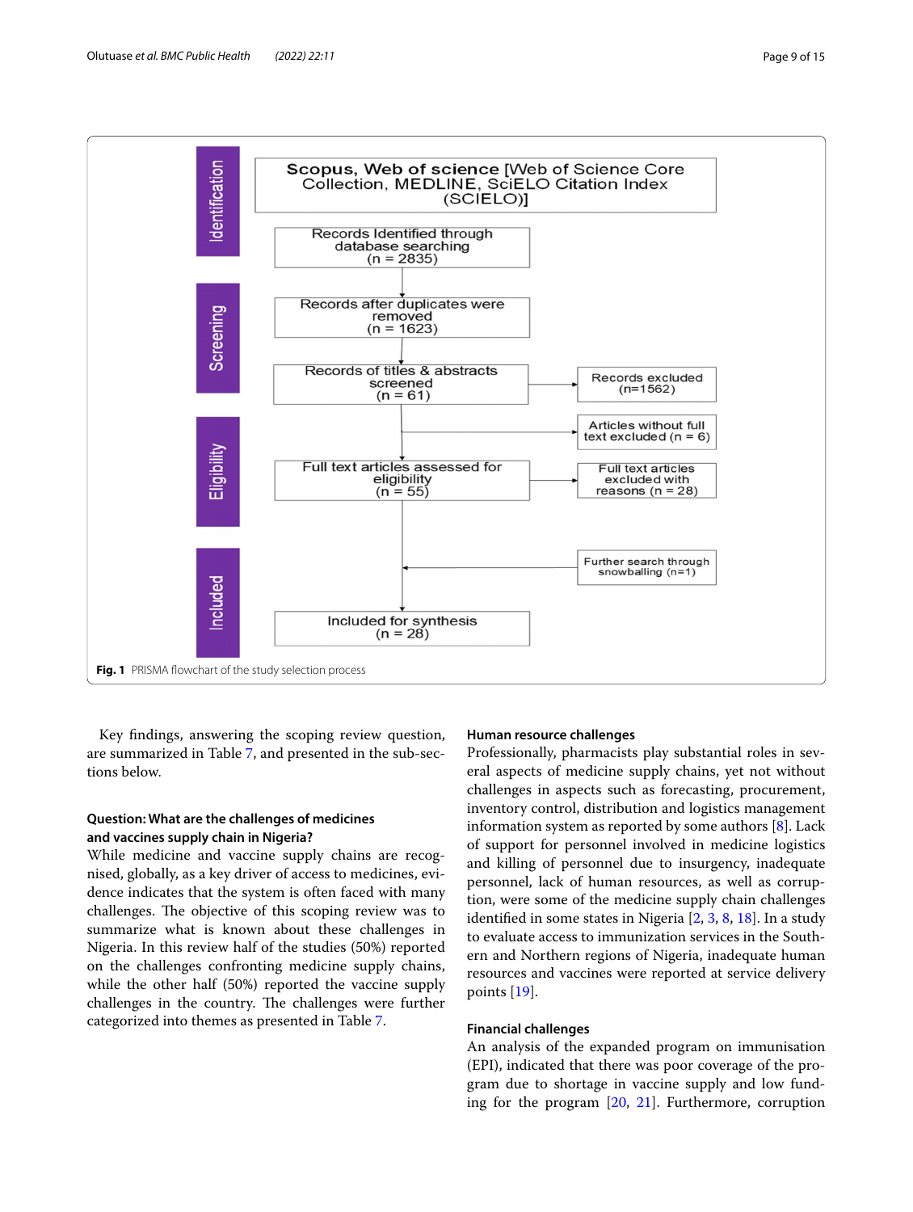Fig. 1 PRISMA flowchart of the study selection process

Key findings, answering the scoping review question, are summarized in Table 7, and presented in the sub-sections below.

### Question: What are the challenges of medicines and vaccines supply chain in Nigeria?

While medicine and vaccine supply chains are recognised, globally, as a key driver of access to medicines, evidence indicates that the system is often faced with many challenges. The objective of this scoping review was to summarize what is known about these challenges in Nigeria. In this review half of the studies (50%) reported on the challenges confronting medicine supply chains, while the other half (50%) reported the vaccine supply challenges in the country. The challenges were further categorized into themes as presented in Table 7.

### Human resource challenges

Professionally, pharmacists play substantial roles in several aspects of medicine supply chains, yet not without challenges in aspects such as forecasting, procurement, inventory control, distribution and logistics management information system as reported by some authors [8]. Lack of support for personnel involved in medicine logistics and killing of personnel due to insurgency, inadequate personnel, lack of human resources, as well as corruption, were some of the medicine supply chain challenges identified in some states in Nigeria [2, 3, 8, 18]. In a study to evaluate access to immunization services in the Southern and Northern regions of Nigeria, inadequate human resources and vaccines were reported at service delivery points [19].

### Financial challenges

An analysis of the expanded program on immunisation (EPI), indicated that there was poor coverage of the program due to shortage in vaccine supply and low funding for the program [20, 21]. Furthermore, corruption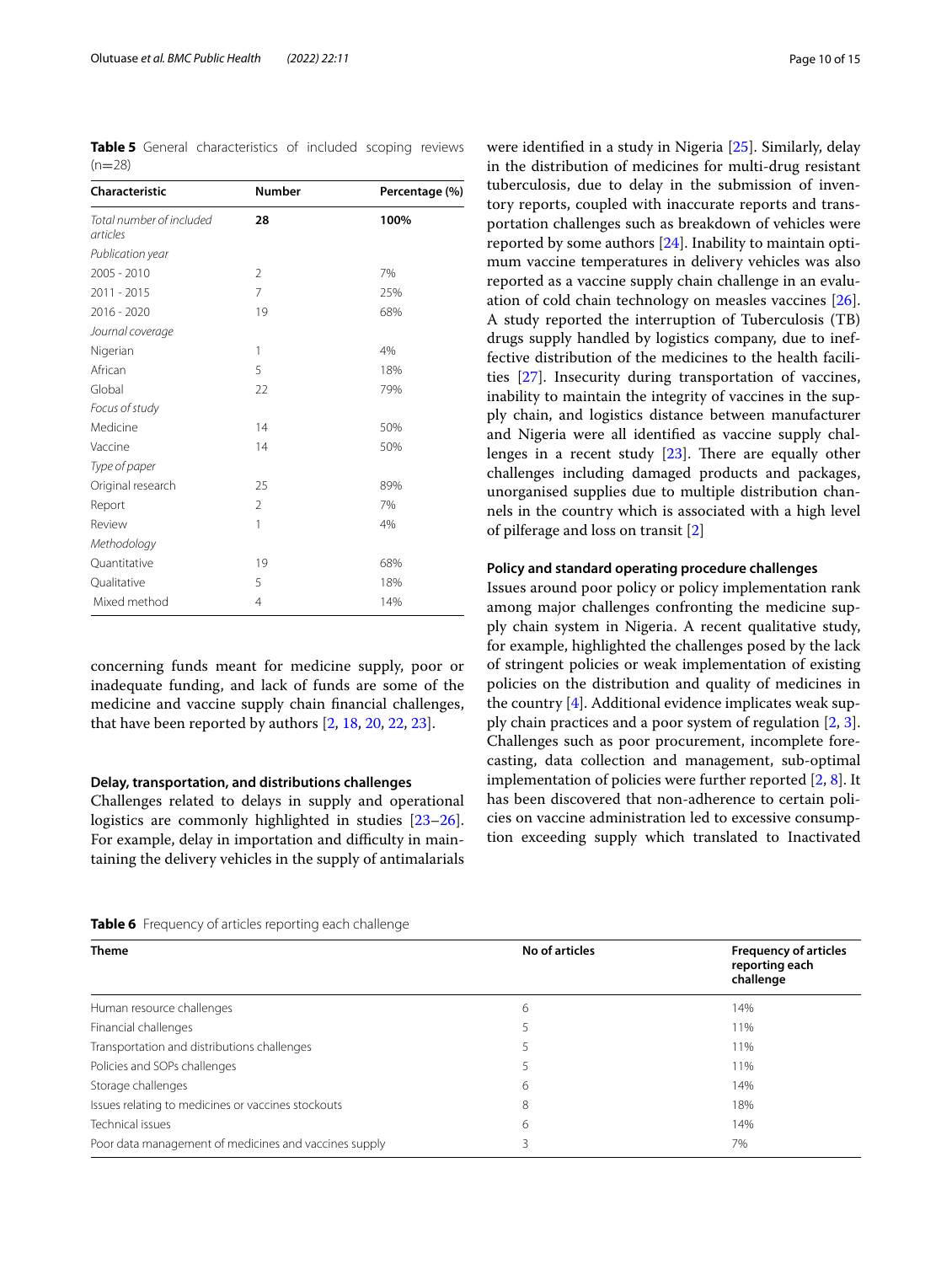**Table 5** General characteristics of included scoping reviews (n=28)

| Characteristic | Number | Percentage (%) |
|---|---|---|
| *Total number of included articles* | **28** | **100%** |
| *Publication year* | | |
| 2005 - 2010 | 2 | 7% |
| 2011 - 2015 | 7 | 25% |
| 2016 - 2020 | 19 | 68% |
| *Journal coverage* | | |
| Nigerian | 1 | 4% |
| African | 5 | 18% |
| Global | 22 | 79% |
| *Focus of study* | | |
| Medicine | 14 | 50% |
| Vaccine | 14 | 50% |
| *Type of paper* | | |
| Original research | 25 | 89% |
| Report | 2 | 7% |
| Review | 1 | 4% |
| *Methodology* | | |
| Quantitative | 19 | 68% |
| Qualitative | 5 | 18% |
| Mixed method | 4 | 14% |

concerning funds meant for medicine supply, poor or inadequate funding, and lack of funds are some of the medicine and vaccine supply chain financial challenges, that have been reported by authors [2, 18, 20, 22, 23].

#### Delay, transportation, and distributions challenges

Challenges related to delays in supply and operational logistics are commonly highlighted in studies [23–26]. For example, delay in importation and difficulty in maintaining the delivery vehicles in the supply of antimalarials were identified in a study in Nigeria [25]. Similarly, delay in the distribution of medicines for multi-drug resistant tuberculosis, due to delay in the submission of inventory reports, coupled with inaccurate reports and transportation challenges such as breakdown of vehicles were reported by some authors [24]. Inability to maintain optimum vaccine temperatures in delivery vehicles was also reported as a vaccine supply chain challenge in an evaluation of cold chain technology on measles vaccines [26]. A study reported the interruption of Tuberculosis (TB) drugs supply handled by logistics company, due to ineffective distribution of the medicines to the health facilities [27]. Insecurity during transportation of vaccines, inability to maintain the integrity of vaccines in the supply chain, and logistics distance between manufacturer and Nigeria were all identified as vaccine supply challenges in a recent study [23]. There are equally other challenges including damaged products and packages, unorganised supplies due to multiple distribution channels in the country which is associated with a high level of pilferage and loss on transit [2]

#### Policy and standard operating procedure challenges

Issues around poor policy or policy implementation rank among major challenges confronting the medicine supply chain system in Nigeria. A recent qualitative study, for example, highlighted the challenges posed by the lack of stringent policies or weak implementation of existing policies on the distribution and quality of medicines in the country [4]. Additional evidence implicates weak supply chain practices and a poor system of regulation [2, 3]. Challenges such as poor procurement, incomplete forecasting, data collection and management, sub-optimal implementation of policies were further reported [2, 8]. It has been discovered that non-adherence to certain policies on vaccine administration led to excessive consumption exceeding supply which translated to Inactivated

**Table 6** Frequency of articles reporting each challenge

| Theme | No of articles | Frequency of articles reporting each challenge |
|---|---|---|
| Human resource challenges | 6 | 14% |
| Financial challenges | 5 | 11% |
| Transportation and distributions challenges | 5 | 11% |
| Policies and SOPs challenges | 5 | 11% |
| Storage challenges | 6 | 14% |
| Issues relating to medicines or vaccines stockouts | 8 | 18% |
| Technical issues | 6 | 14% |
| Poor data management of medicines and vaccines supply | 3 | 7% |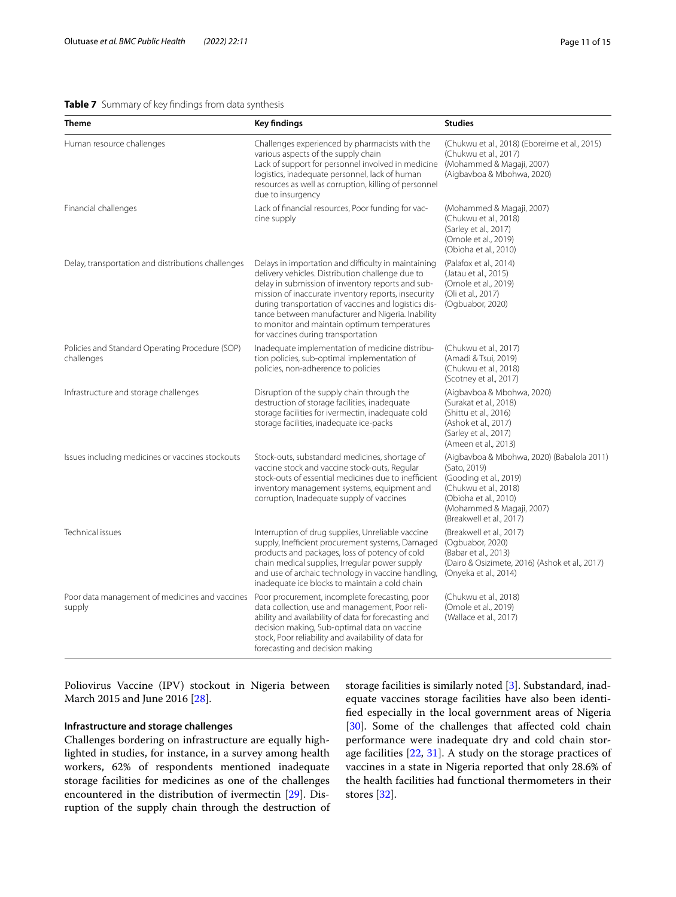**Table 7** Summary of key findings from data synthesis

| Theme | Key findings | Studies |
|---|---|---|
| Human resource challenges | Challenges experienced by pharmacists with the various aspects of the supply chain<br>Lack of support for personnel involved in medicine logistics, inadequate personnel, lack of human resources as well as corruption, killing of personnel due to insurgency | (Chukwu et al., 2018) (Eboreime et al., 2015)<br>(Chukwu et al., 2017)<br>(Mohammed & Magaji, 2007)<br>(Aigbavboa & Mbohwa, 2020) |
| Financial challenges | Lack of financial resources, Poor funding for vaccine supply | (Mohammed & Magaji, 2007)<br>(Chukwu et al., 2018)<br>(Sarley et al., 2017)<br>(Omole et al., 2019)<br>(Obioha et al., 2010) |
| Delay, transportation and distributions challenges | Delays in importation and difficulty in maintaining delivery vehicles. Distribution challenge due to delay in submission of inventory reports and submission of inaccurate inventory reports, insecurity during transportation of vaccines and logistics distance between manufacturer and Nigeria. Inability to monitor and maintain optimum temperatures for vaccines during transportation | (Palafox et al., 2014)<br>(Jatau et al., 2015)<br>(Omole et al., 2019)<br>(Oli et al., 2017)<br>(Ogbuabor, 2020) |
| Policies and Standard Operating Procedure (SOP) challenges | Inadequate implementation of medicine distribution policies, sub-optimal implementation of policies, non-adherence to policies | (Chukwu et al., 2017)<br>(Amadi & Tsui, 2019)<br>(Chukwu et al., 2018)<br>(Scotney et al., 2017) |
| Infrastructure and storage challenges | Disruption of the supply chain through the destruction of storage facilities, inadequate storage facilities for ivermectin, inadequate cold storage facilities, inadequate ice-packs | (Aigbavboa & Mbohwa, 2020)<br>(Surakat et al., 2018)<br>(Shittu et al., 2016)<br>(Ashok et al., 2017)<br>(Sarley et al., 2017)<br>(Ameen et al., 2013) |
| Issues including medicines or vaccines stockouts | Stock-outs, substandard medicines, shortage of vaccine stock and vaccine stock-outs, Regular stock-outs of essential medicines due to inefficient inventory management systems, equipment and corruption, Inadequate supply of vaccines | (Aigbavboa & Mbohwa, 2020) (Babalola 2011)<br>(Sato, 2019)<br>(Gooding et al., 2019)<br>(Chukwu et al., 2018)<br>(Obioha et al., 2010)<br>(Mohammed & Magaji, 2007)<br>(Breakwell et al., 2017) |
| Technical issues | Interruption of drug supplies, Unreliable vaccine supply, Inefficient procurement systems, Damaged products and packages, loss of potency of cold chain medical supplies, Irregular power supply and use of archaic technology in vaccine handling, inadequate ice blocks to maintain a cold chain | (Breakwell et al., 2017)<br>(Ogbuabor, 2020)<br>(Babar et al., 2013)<br>(Dairo & Osizimete, 2016) (Ashok et al., 2017)<br>(Onyeka et al., 2014) |
| Poor data management of medicines and vaccines supply | Poor procurement, incomplete forecasting, poor data collection, use and management, Poor reliability and availability of data for forecasting and decision making, Sub-optimal data on vaccine stock, Poor reliability and availability of data for forecasting and decision making | (Chukwu et al., 2018)<br>(Omole et al., 2019)<br>(Wallace et al., 2017) |

Poliovirus Vaccine (IPV) stockout in Nigeria between March 2015 and June 2016 [28].

#### Infrastructure and storage challenges

Challenges bordering on infrastructure are equally highlighted in studies, for instance, in a survey among health workers, 62% of respondents mentioned inadequate storage facilities for medicines as one of the challenges encountered in the distribution of ivermectin [29]. Disruption of the supply chain through the destruction of storage facilities is similarly noted [3]. Substandard, inadequate vaccines storage facilities have also been identified especially in the local government areas of Nigeria [30]. Some of the challenges that affected cold chain performance were inadequate dry and cold chain storage facilities [22, 31]. A study on the storage practices of vaccines in a state in Nigeria reported that only 28.6% of the health facilities had functional thermometers in their stores [32].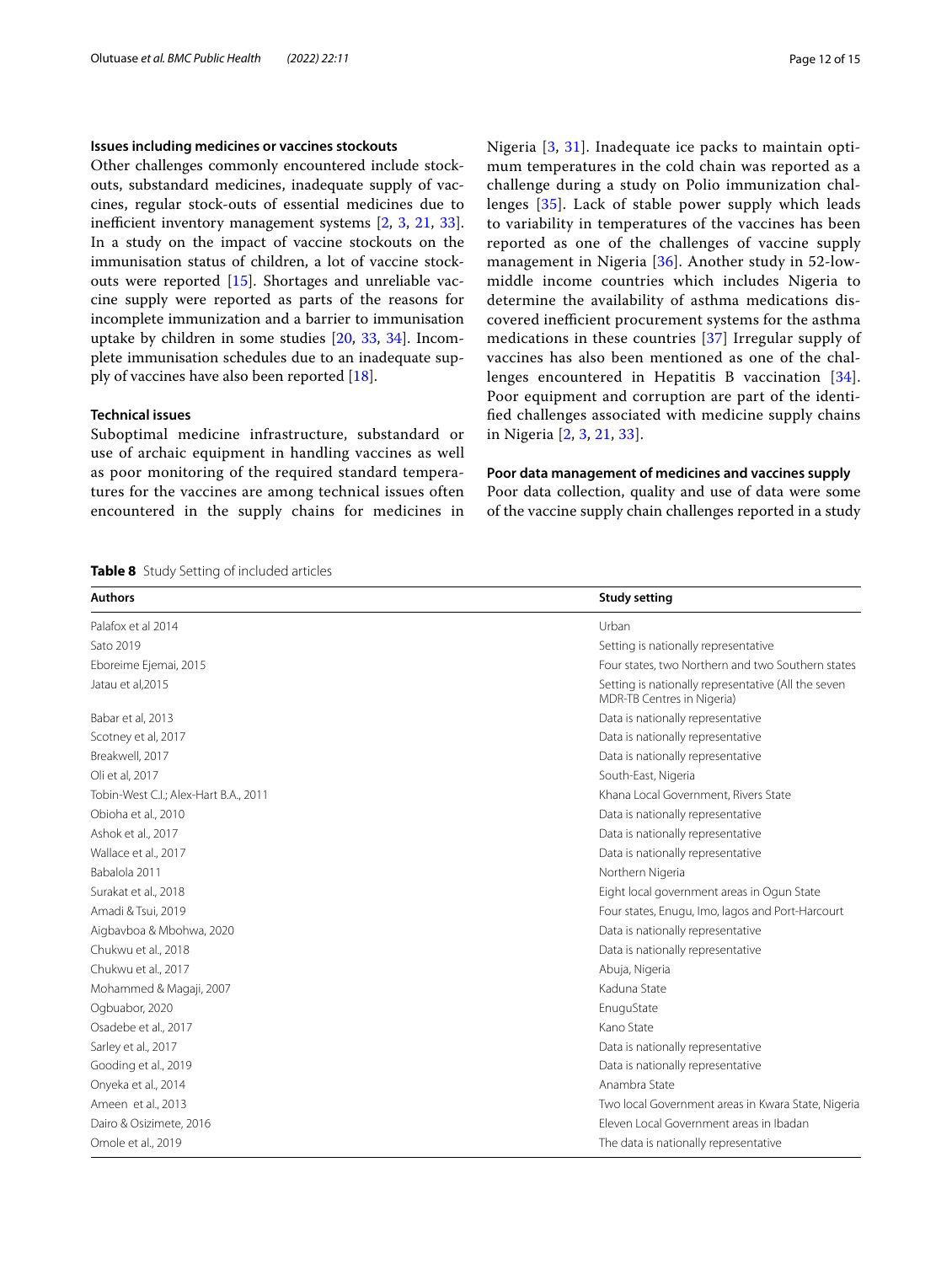### Issues including medicines or vaccines stockouts

Other challenges commonly encountered include stockouts, substandard medicines, inadequate supply of vaccines, regular stock-outs of essential medicines due to inefficient inventory management systems [2, 3, 21, 33]. In a study on the impact of vaccine stockouts on the immunisation status of children, a lot of vaccine stockouts were reported [15]. Shortages and unreliable vaccine supply were reported as parts of the reasons for incomplete immunization and a barrier to immunisation uptake by children in some studies [20, 33, 34]. Incomplete immunisation schedules due to an inadequate supply of vaccines have also been reported [18].

### Technical issues

Suboptimal medicine infrastructure, substandard or use of archaic equipment in handling vaccines as well as poor monitoring of the required standard temperatures for the vaccines are among technical issues often encountered in the supply chains for medicines in Nigeria [3, 31]. Inadequate ice packs to maintain optimum temperatures in the cold chain was reported as a challenge during a study on Polio immunization challenges [35]. Lack of stable power supply which leads to variability in temperatures of the vaccines has been reported as one of the challenges of vaccine supply management in Nigeria [36]. Another study in 52-low-middle income countries which includes Nigeria to determine the availability of asthma medications discovered inefficient procurement systems for the asthma medications in these countries [37] Irregular supply of vaccines has also been mentioned as one of the challenges encountered in Hepatitis B vaccination [34]. Poor equipment and corruption are part of the identified challenges associated with medicine supply chains in Nigeria [2, 3, 21, 33].

### Poor data management of medicines and vaccines supply

Poor data collection, quality and use of data were some of the vaccine supply chain challenges reported in a study

**Table 8** Study Setting of included articles

| Authors | Study setting |
|---|---|
| Palafox et al 2014 | Urban |
| Sato 2019 | Setting is nationally representative |
| Eboreime Ejemai, 2015 | Four states, two Northern and two Southern states |
| Jatau et al,2015 | Setting is nationally representative (All the seven MDR-TB Centres in Nigeria) |
| Babar et al, 2013 | Data is nationally representative |
| Scotney et al, 2017 | Data is nationally representative |
| Breakwell, 2017 | Data is nationally representative |
| Oli et al, 2017 | South-East, Nigeria |
| Tobin-West C.I.; Alex-Hart B.A., 2011 | Khana Local Government, Rivers State |
| Obioha et al., 2010 | Data is nationally representative |
| Ashok et al., 2017 | Data is nationally representative |
| Wallace et al., 2017 | Data is nationally representative |
| Babalola 2011 | Northern Nigeria |
| Surakat et al., 2018 | Eight local government areas in Ogun State |
| Amadi & Tsui, 2019 | Four states, Enugu, Imo, lagos and Port-Harcourt |
| Aigbavboa & Mbohwa, 2020 | Data is nationally representative |
| Chukwu et al., 2018 | Data is nationally representative |
| Chukwu et al., 2017 | Abuja, Nigeria |
| Mohammed & Magaji, 2007 | Kaduna State |
| Ogbuabor, 2020 | EnuguState |
| Osadebe et al., 2017 | Kano State |
| Sarley et al., 2017 | Data is nationally representative |
| Gooding et al., 2019 | Data is nationally representative |
| Onyeka et al., 2014 | Anambra State |
| Ameen et al., 2013 | Two local Government areas in Kwara State, Nigeria |
| Dairo & Osizimete, 2016 | Eleven Local Government areas in Ibadan |
| Omole et al., 2019 | The data is nationally representative |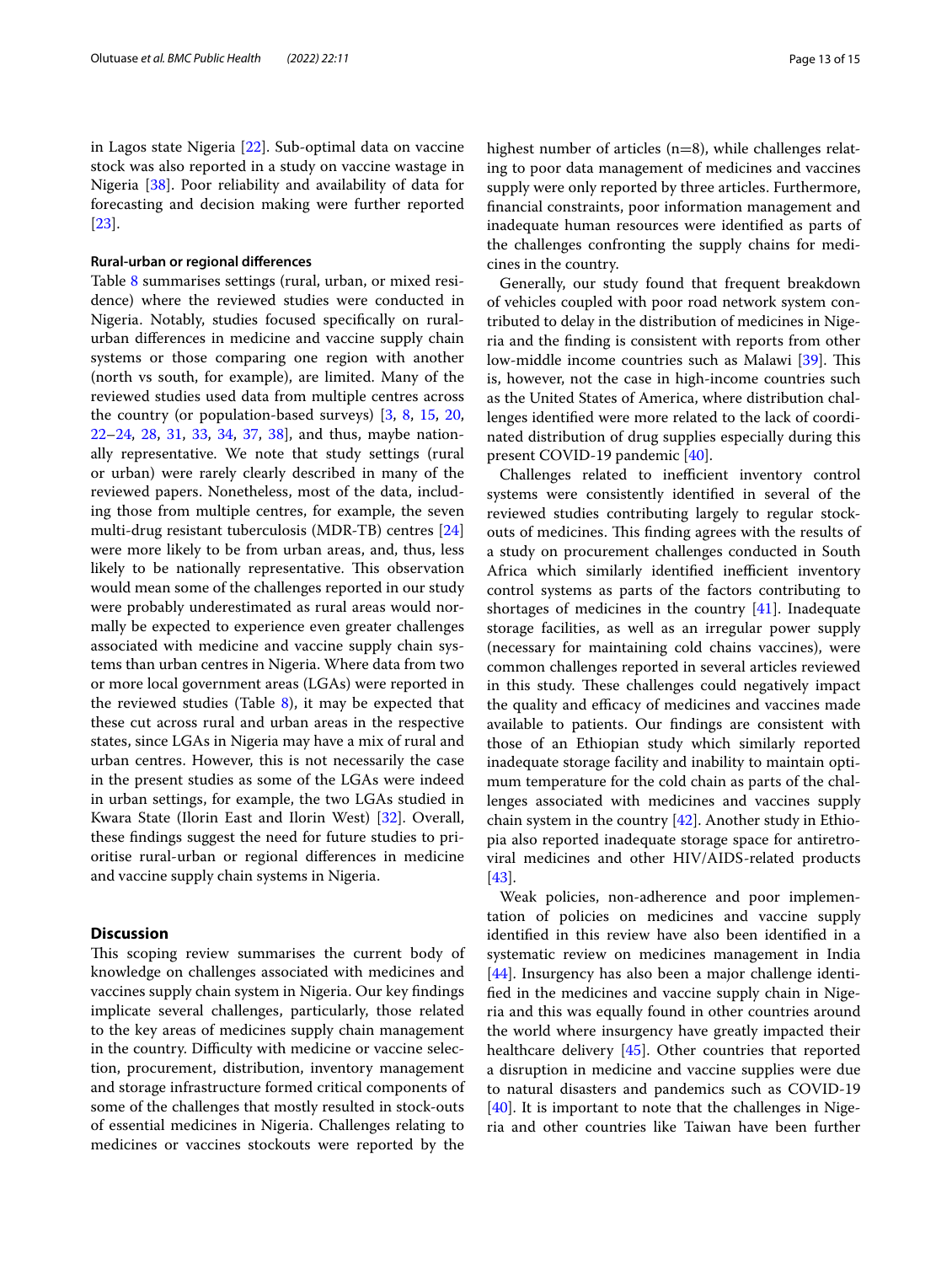in Lagos state Nigeria [22]. Sub-optimal data on vaccine stock was also reported in a study on vaccine wastage in Nigeria [38]. Poor reliability and availability of data for forecasting and decision making were further reported [23].

#### Rural-urban or regional differences

Table 8 summarises settings (rural, urban, or mixed residence) where the reviewed studies were conducted in Nigeria. Notably, studies focused specifically on rural-urban differences in medicine and vaccine supply chain systems or those comparing one region with another (north vs south, for example), are limited. Many of the reviewed studies used data from multiple centres across the country (or population-based surveys) [3, 8, 15, 20, 22–24, 28, 31, 33, 34, 37, 38], and thus, maybe nationally representative. We note that study settings (rural or urban) were rarely clearly described in many of the reviewed papers. Nonetheless, most of the data, including those from multiple centres, for example, the seven multi-drug resistant tuberculosis (MDR-TB) centres [24] were more likely to be from urban areas, and, thus, less likely to be nationally representative. This observation would mean some of the challenges reported in our study were probably underestimated as rural areas would normally be expected to experience even greater challenges associated with medicine and vaccine supply chain systems than urban centres in Nigeria. Where data from two or more local government areas (LGAs) were reported in the reviewed studies (Table 8), it may be expected that these cut across rural and urban areas in the respective states, since LGAs in Nigeria may have a mix of rural and urban centres. However, this is not necessarily the case in the present studies as some of the LGAs were indeed in urban settings, for example, the two LGAs studied in Kwara State (Ilorin East and Ilorin West) [32]. Overall, these findings suggest the need for future studies to prioritise rural-urban or regional differences in medicine and vaccine supply chain systems in Nigeria.

## Discussion

This scoping review summarises the current body of knowledge on challenges associated with medicines and vaccines supply chain system in Nigeria. Our key findings implicate several challenges, particularly, those related to the key areas of medicines supply chain management in the country. Difficulty with medicine or vaccine selection, procurement, distribution, inventory management and storage infrastructure formed critical components of some of the challenges that mostly resulted in stock-outs of essential medicines in Nigeria. Challenges relating to medicines or vaccines stockouts were reported by the highest number of articles (n=8), while challenges relating to poor data management of medicines and vaccines supply were only reported by three articles. Furthermore, financial constraints, poor information management and inadequate human resources were identified as parts of the challenges confronting the supply chains for medicines in the country.

Generally, our study found that frequent breakdown of vehicles coupled with poor road network system contributed to delay in the distribution of medicines in Nigeria and the finding is consistent with reports from other low-middle income countries such as Malawi [39]. This is, however, not the case in high-income countries such as the United States of America, where distribution challenges identified were more related to the lack of coordinated distribution of drug supplies especially during this present COVID-19 pandemic [40].

Challenges related to inefficient inventory control systems were consistently identified in several of the reviewed studies contributing largely to regular stock-outs of medicines. This finding agrees with the results of a study on procurement challenges conducted in South Africa which similarly identified inefficient inventory control systems as parts of the factors contributing to shortages of medicines in the country [41]. Inadequate storage facilities, as well as an irregular power supply (necessary for maintaining cold chains vaccines), were common challenges reported in several articles reviewed in this study. These challenges could negatively impact the quality and efficacy of medicines and vaccines made available to patients. Our findings are consistent with those of an Ethiopian study which similarly reported inadequate storage facility and inability to maintain optimum temperature for the cold chain as parts of the challenges associated with medicines and vaccines supply chain system in the country [42]. Another study in Ethiopia also reported inadequate storage space for antiretroviral medicines and other HIV/AIDS-related products [43].

Weak policies, non-adherence and poor implementation of policies on medicines and vaccine supply identified in this review have also been identified in a systematic review on medicines management in India [44]. Insurgency has also been a major challenge identified in the medicines and vaccine supply chain in Nigeria and this was equally found in other countries around the world where insurgency have greatly impacted their healthcare delivery [45]. Other countries that reported a disruption in medicine and vaccine supplies were due to natural disasters and pandemics such as COVID-19 [40]. It is important to note that the challenges in Nigeria and other countries like Taiwan have been further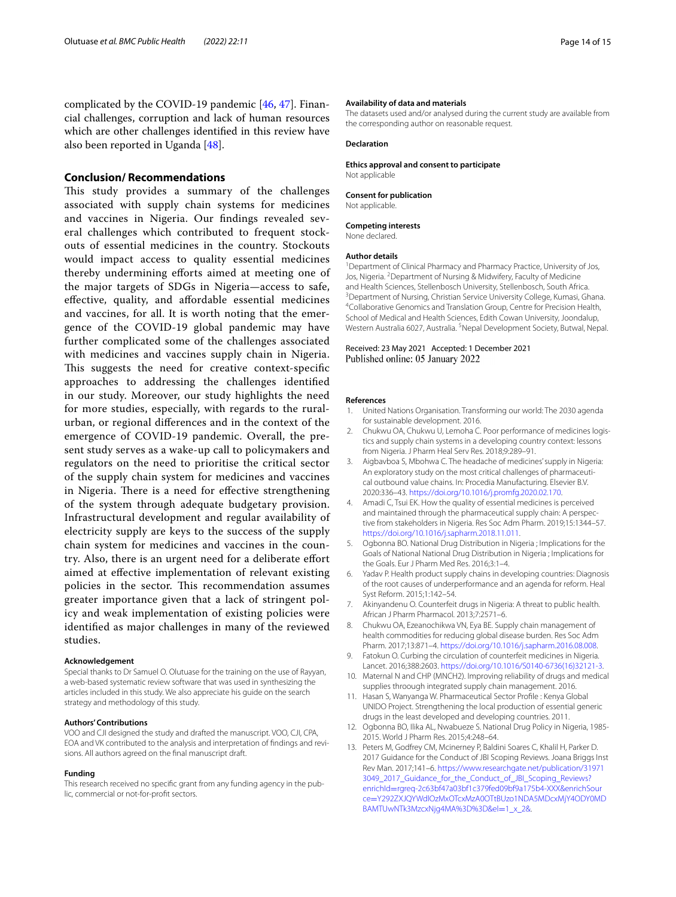complicated by the COVID-19 pandemic [46, 47]. Financial challenges, corruption and lack of human resources which are other challenges identified in this review have also been reported in Uganda [48].

## Conclusion/ Recommendations

This study provides a summary of the challenges associated with supply chain systems for medicines and vaccines in Nigeria. Our findings revealed several challenges which contributed to frequent stockouts of essential medicines in the country. Stockouts would impact access to quality essential medicines thereby undermining efforts aimed at meeting one of the major targets of SDGs in Nigeria—access to safe, effective, quality, and affordable essential medicines and vaccines, for all. It is worth noting that the emergence of the COVID-19 global pandemic may have further complicated some of the challenges associated with medicines and vaccines supply chain in Nigeria. This suggests the need for creative context-specific approaches to addressing the challenges identified in our study. Moreover, our study highlights the need for more studies, especially, with regards to the rural-urban, or regional differences and in the context of the emergence of COVID-19 pandemic. Overall, the present study serves as a wake-up call to policymakers and regulators on the need to prioritise the critical sector of the supply chain system for medicines and vaccines in Nigeria. There is a need for effective strengthening of the system through adequate budgetary provision. Infrastructural development and regular availability of electricity supply are keys to the success of the supply chain system for medicines and vaccines in the country. Also, there is an urgent need for a deliberate effort aimed at effective implementation of relevant existing policies in the sector. This recommendation assumes greater importance given that a lack of stringent policy and weak implementation of existing policies were identified as major challenges in many of the reviewed studies.

#### Acknowledgement

Special thanks to Dr Samuel O. Olutuase for the training on the use of Rayyan, a web-based systematic review software that was used in synthesizing the articles included in this study. We also appreciate his guide on the search strategy and methodology of this study.

#### Authors' Contributions

VOO and CJI designed the study and drafted the manuscript. VOO, CJI, CPA, EOA and VK contributed to the analysis and interpretation of findings and revisions. All authors agreed on the final manuscript draft.

#### Funding

This research received no specific grant from any funding agency in the public, commercial or not-for-profit sectors.

#### Availability of data and materials

The datasets used and/or analysed during the current study are available from the corresponding author on reasonable request.

#### Declaration

#### Ethics approval and consent to participate

Not applicable

#### Consent for publication

Not applicable.

#### Competing interests

None declared.

#### Author details

[1]Department of Clinical Pharmacy and Pharmacy Practice, University of Jos, Jos, Nigeria. [2]Department of Nursing & Midwifery, Faculty of Medicine and Health Sciences, Stellenbosch University, Stellenbosch, South Africa. [3]Department of Nursing, Christian Service University College, Kumasi, Ghana. [4]Collaborative Genomics and Translation Group, Centre for Precision Health, School of Medical and Health Sciences, Edith Cowan University, Joondalup, Western Australia 6027, Australia. [5]Nepal Development Society, Butwal, Nepal.

Received: 23 May 2021 Accepted: 1 December 2021
Published online: 05 January 2022

#### References

1. United Nations Organisation. Transforming our world: The 2030 agenda for sustainable development. 2016.
2. Chukwu OA, Chukwu U, Lemoha C. Poor performance of medicines logistics and supply chain systems in a developing country context: lessons from Nigeria. J Pharm Heal Serv Res. 2018;9:289–91.
3. Aigbavboa S, Mbohwa C. The headache of medicines' supply in Nigeria: An exploratory study on the most critical challenges of pharmaceutical outbound value chains. In: Procedia Manufacturing. Elsevier B.V. 2020:336–43. https://doi.org/10.1016/j.promfg.2020.02.170.
4. Amadi C, Tsui EK. How the quality of essential medicines is perceived and maintained through the pharmaceutical supply chain: A perspective from stakeholders in Nigeria. Res Soc Adm Pharm. 2019;15:1344–57. https://doi.org/10.1016/j.sapharm.2018.11.011.
5. Ogbonna BO. National Drug Distribution in Nigeria ; Implications for the Goals of National National Drug Distribution in Nigeria ; Implications for the Goals. Eur J Pharm Med Res. 2016;3:1–4.
6. Yadav P. Health product supply chains in developing countries: Diagnosis of the root causes of underperformance and an agenda for reform. Heal Syst Reform. 2015;1:142–54.
7. Akinyandenu O. Counterfeit drugs in Nigeria: A threat to public health. African J Pharm Pharmacol. 2013;7:2571–6.
8. Chukwu OA, Ezeanochikwa VN, Eya BE. Supply chain management of health commodities for reducing global disease burden. Res Soc Adm Pharm. 2017;13:871–4. https://doi.org/10.1016/j.sapharm.2016.08.008.
9. Fatokun O. Curbing the circulation of counterfeit medicines in Nigeria. Lancet. 2016;388:2603. https://doi.org/10.1016/S0140-6736(16)32121-3.
10. Maternal N and CHP (MNCH2). Improving reliability of drugs and medical supplies throough integrated supply chain management. 2016.
11. Hasan S, Wanyanga W. Pharmaceutical Sector Profile : Kenya Global UNIDO Project. Strengthening the local production of essential generic drugs in the least developed and developing countries. 2011.
12. Ogbonna BO, Ilika AL, Nwabueze S. National Drug Policy in Nigeria, 1985-2015. World J Pharm Res. 2015;4:248–64.
13. Peters M, Godfrey CM, Mcinerney P, Baldini Soares C, Khalil H, Parker D. 2017 Guidance for the Conduct of JBI Scoping Reviews. Joana Briggs Inst Rev Man. 2017;141–6. https://www.researchgate.net/publication/319713049_2017_Guidance_for_the_Conduct_of_JBI_Scoping_Reviews?enrichId=rgreq-2c63bf47a03bf1c379fed09bf9a175b4-XXX&enrichSource=Y292ZXJQYWdlOzMxOTcxMzA0OTtBUzo1NDA5MDcxMjY4ODY0MDBAMTUwNTk3MzcxNjg4MA%3D%3D&el=1_x_2&.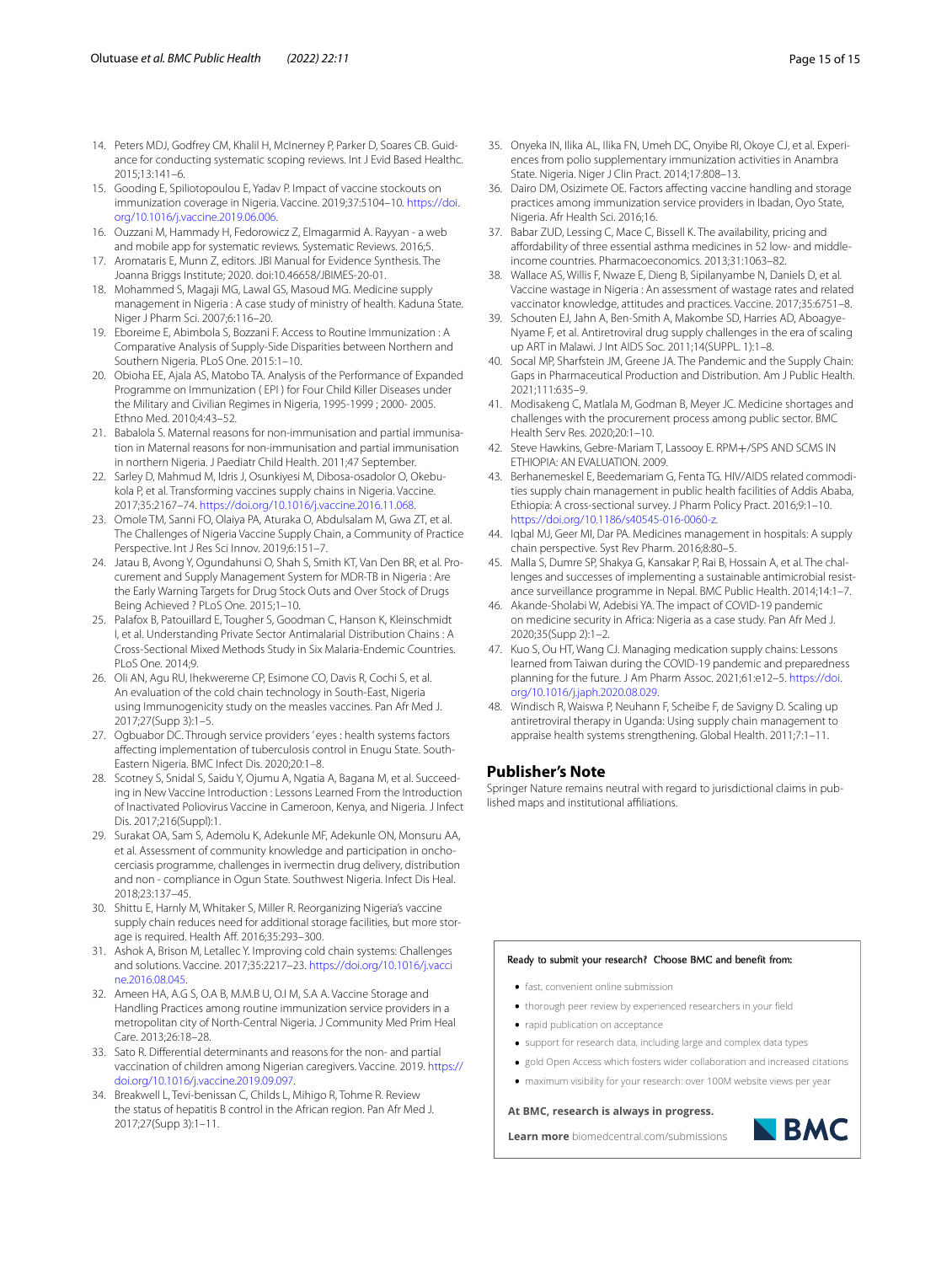14. Peters MDJ, Godfrey CM, Khalil H, McInerney P, Parker D, Soares CB. Guidance for conducting systematic scoping reviews. Int J Evid Based Healthc. 2015;13:141–6.
15. Gooding E, Spiliotopoulou E, Yadav P. Impact of vaccine stockouts on immunization coverage in Nigeria. Vaccine. 2019;37:5104–10. https://doi.org/10.1016/j.vaccine.2019.06.006.
16. Ouzzani M, Hammady H, Fedorowicz Z, Elmagarmid A. Rayyan - a web and mobile app for systematic reviews. Systematic Reviews. 2016;5.
17. Aromataris E, Munn Z, editors. JBI Manual for Evidence Synthesis. The Joanna Briggs Institute; 2020. doi:10.46658/JBIMES-20-01.
18. Mohammed S, Magaji MG, Lawal GS, Masoud MG. Medicine supply management in Nigeria : A case study of ministry of health. Kaduna State. Niger J Pharm Sci. 2007;6:116–20.
19. Eboreime E, Abimbola S, Bozzani F. Access to Routine Immunization : A Comparative Analysis of Supply-Side Disparities between Northern and Southern Nigeria. PLoS One. 2015:1–10.
20. Obioha EE, Ajala AS, Matobo TA. Analysis of the Performance of Expanded Programme on Immunization ( EPI ) for Four Child Killer Diseases under the Military and Civilian Regimes in Nigeria, 1995-1999 ; 2000- 2005. Ethno Med. 2010;4:43–52.
21. Babalola S. Maternal reasons for non-immunisation and partial immunisation in Maternal reasons for non-immunisation and partial immunisation in northern Nigeria. J Paediatr Child Health. 2011;47 September.
22. Sarley D, Mahmud M, Idris J, Osunkiyesi M, Dibosa-osadolor O, Okebukola P, et al. Transforming vaccines supply chains in Nigeria. Vaccine. 2017;35:2167–74. https://doi.org/10.1016/j.vaccine.2016.11.068.
23. Omole TM, Sanni FO, Olaiya PA, Aturaka O, Abdulsalam M, Gwa ZT, et al. The Challenges of Nigeria Vaccine Supply Chain, a Community of Practice Perspective. Int J Res Sci Innov. 2019;6:151–7.
24. Jatau B, Avong Y, Ogundahunsi O, Shah S, Smith KT, Van Den BR, et al. Procurement and Supply Management System for MDR-TB in Nigeria : Are the Early Warning Targets for Drug Stock Outs and Over Stock of Drugs Being Achieved ? PLoS One. 2015;1–10.
25. Palafox B, Patouillard E, Tougher S, Goodman C, Hanson K, Kleinschmidt I, et al. Understanding Private Sector Antimalarial Distribution Chains : A Cross-Sectional Mixed Methods Study in Six Malaria-Endemic Countries. PLoS One. 2014;9.
26. Oli AN, Agu RU, Ihekwereme CP, Esimone CO, Davis R, Cochi S, et al. An evaluation of the cold chain technology in South-East, Nigeria using Immunogenicity study on the measles vaccines. Pan Afr Med J. 2017;27(Supp 3):1–5.
27. Ogbuabor DC. Through service providers ' eyes : health systems factors affecting implementation of tuberculosis control in Enugu State. South-Eastern Nigeria. BMC Infect Dis. 2020;20:1–8.
28. Scotney S, Snidal S, Saidu Y, Ojumu A, Ngatia A, Bagana M, et al. Succeeding in New Vaccine Introduction : Lessons Learned From the Introduction of Inactivated Poliovirus Vaccine in Cameroon, Kenya, and Nigeria. J Infect Dis. 2017;216(Suppl):1.
29. Surakat OA, Sam S, Ademolu K, Adekunle MF, Adekunle ON, Monsuru AA, et al. Assessment of community knowledge and participation in onchocerciasis programme, challenges in ivermectin drug delivery, distribution and non - compliance in Ogun State. Southwest Nigeria. Infect Dis Heal. 2018;23:137–45.
30. Shittu E, Harnly M, Whitaker S, Miller R. Reorganizing Nigeria's vaccine supply chain reduces need for additional storage facilities, but more storage is required. Health Aff. 2016;35:293–300.
31. Ashok A, Brison M, Letallec Y. Improving cold chain systems: Challenges and solutions. Vaccine. 2017;35:2217–23. https://doi.org/10.1016/j.vaccine.2016.08.045.
32. Ameen HA, A.G S, O.A B, M.M.B U, O.I M, S.A A. Vaccine Storage and Handling Practices among routine immunization service providers in a metropolitan city of North-Central Nigeria. J Community Med Prim Heal Care. 2013;26:18–28.
33. Sato R. Differential determinants and reasons for the non- and partial vaccination of children among Nigerian caregivers. Vaccine. 2019. https://doi.org/10.1016/j.vaccine.2019.09.097.
34. Breakwell L, Tevi-benissan C, Childs L, Mihigo R, Tohme R. Review the status of hepatitis B control in the African region. Pan Afr Med J. 2017;27(Supp 3):1–11.
35. Onyeka IN, Ilika AL, Ilika FN, Umeh DC, Onyibe RI, Okoye CJ, et al. Experiences from polio supplementary immunization activities in Anambra State. Nigeria. Niger J Clin Pract. 2014;17:808–13.
36. Dairo DM, Osizimete OE. Factors affecting vaccine handling and storage practices among immunization service providers in Ibadan, Oyo State, Nigeria. Afr Health Sci. 2016;16.
37. Babar ZUD, Lessing C, Mace C, Bissell K. The availability, pricing and affordability of three essential asthma medicines in 52 low- and middle-income countries. Pharmacoeconomics. 2013;31:1063–82.
38. Wallace AS, Willis F, Nwaze E, Dieng B, Sipilanyambe N, Daniels D, et al. Vaccine wastage in Nigeria : An assessment of wastage rates and related vaccinator knowledge, attitudes and practices. Vaccine. 2017;35:6751–8.
39. Schouten EJ, Jahn A, Ben-Smith A, Makombe SD, Harries AD, Aboagye-Nyame F, et al. Antiretroviral drug supply challenges in the era of scaling up ART in Malawi. J Int AIDS Soc. 2011;14(SUPPL. 1):1–8.
40. Socal MP, Sharfstein JM, Greene JA. The Pandemic and the Supply Chain: Gaps in Pharmaceutical Production and Distribution. Am J Public Health. 2021;111:635–9.
41. Modisakeng C, Matlala M, Godman B, Meyer JC. Medicine shortages and challenges with the procurement process among public sector. BMC Health Serv Res. 2020;20:1–10.
42. Steve Hawkins, Gebre-Mariam T, Lassooy E. RPM+/SPS AND SCMS IN ETHIOPIA: AN EVALUATION. 2009.
43. Berhanemeskel E, Beedemariam G, Fenta TG. HIV/AIDS related commodities supply chain management in public health facilities of Addis Ababa, Ethiopia: A cross-sectional survey. J Pharm Policy Pract. 2016;9:1–10. https://doi.org/10.1186/s40545-016-0060-z.
44. Iqbal MJ, Geer MI, Dar PA. Medicines management in hospitals: A supply chain perspective. Syst Rev Pharm. 2016;8:80–5.
45. Malla S, Dumre SP, Shakya G, Kansakar P, Rai B, Hossain A, et al. The challenges and successes of implementing a sustainable antimicrobial resistance surveillance programme in Nepal. BMC Public Health. 2014;14:1–7.
46. Akande-Sholabi W, Adebisi YA. The impact of COVID-19 pandemic on medicine security in Africa: Nigeria as a case study. Pan Afr Med J. 2020;35(Supp 2):1–2.
47. Kuo S, Ou HT, Wang CJ. Managing medication supply chains: Lessons learned from Taiwan during the COVID-19 pandemic and preparedness planning for the future. J Am Pharm Assoc. 2021;61:e12–5. https://doi.org/10.1016/j.japh.2020.08.029.
48. Windisch R, Waiswa P, Neuhann F, Scheibe F, de Savigny D. Scaling up antiretroviral therapy in Uganda: Using supply chain management to appraise health systems strengthening. Global Health. 2011;7:1–11.

## Publisher's Note

Springer Nature remains neutral with regard to jurisdictional claims in published maps and institutional affiliations.

Ready to submit your research? Choose BMC and benefit from:

- fast, convenient online submission
- thorough peer review by experienced researchers in your field
- rapid publication on acceptance
- support for research data, including large and complex data types
- gold Open Access which fosters wider collaboration and increased citations
- maximum visibility for your research: over 100M website views per year

**At BMC, research is always in progress.**

**Learn more** biomedcentral.com/submissions

BMC